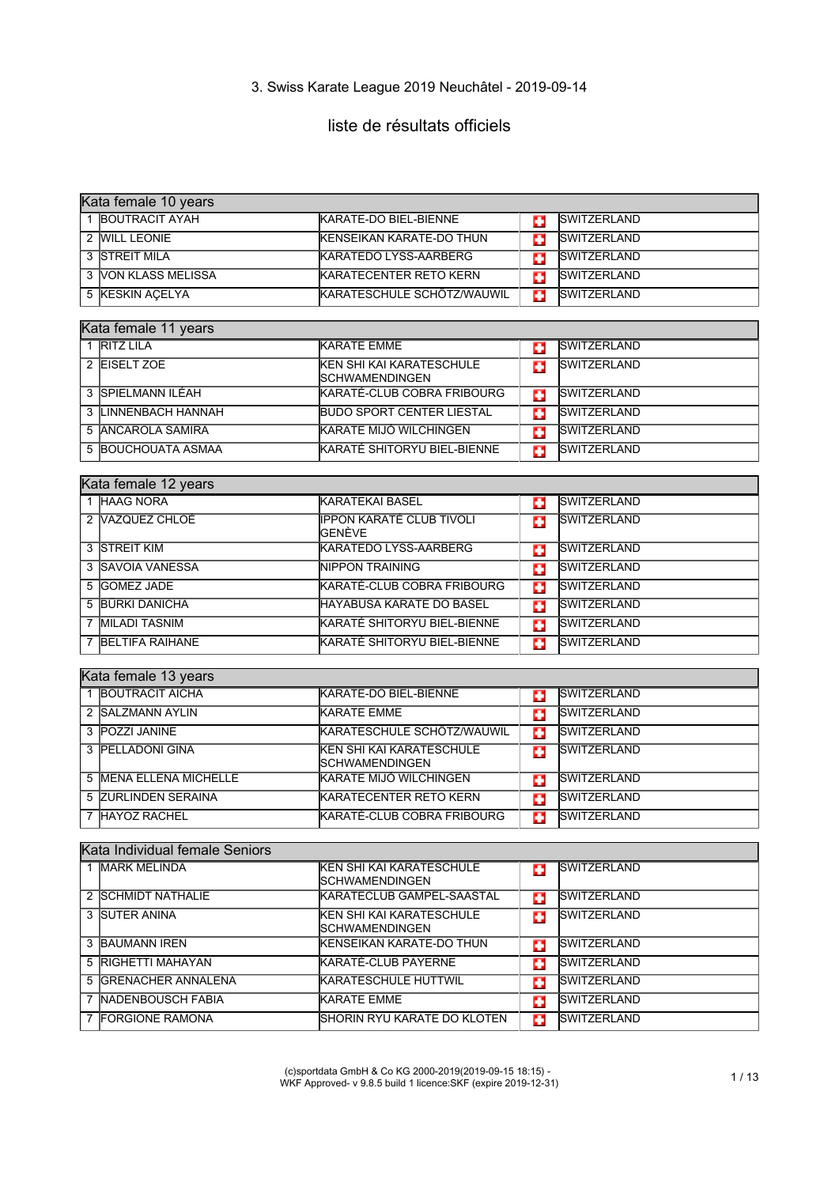3. Swiss Karate League 2019 Neuchâtel - 2019-09-14

# liste de résultats officiels

| Kata female 10 years | | | |
|---|---|---|---|
| 1 | BOUTRACIT AYAH | KARATE-DO BIEL-BIENNE | SWITZERLAND |
| 2 | WILL LEONIE | KENSEIKAN KARATE-DO THUN | SWITZERLAND |
| 3 | STREIT MILA | KARATEDO LYSS-AARBERG | SWITZERLAND |
| 3 | VON KLASS MELISSA | KARATECENTER RETO KERN | SWITZERLAND |
| 5 | KESKIN AÇELYA | KARATESCHULE SCHÖTZ/WAUWIL | SWITZERLAND |

| Kata female 11 years | | | |
|---|---|---|---|
| 1 | RITZ LILA | KARATE EMME | SWITZERLAND |
| 2 | EISELT ZOE | KEN SHI KAI KARATESCHULE SCHWAMENDINGEN | SWITZERLAND |
| 3 | SPIELMANN ILÉAH | KARATÉ-CLUB COBRA FRIBOURG | SWITZERLAND |
| 3 | LINNENBACH HANNAH | BUDO SPORT CENTER LIESTAL | SWITZERLAND |
| 5 | ANCAROLA SAMIRA | KARATE MIJO WILCHINGEN | SWITZERLAND |
| 5 | BOUCHOUATA ASMAA | KARATÉ SHITORYU BIEL-BIENNE | SWITZERLAND |

| Kata female 12 years | | | |
|---|---|---|---|
| 1 | HAAG NORA | KARATEKAI BASEL | SWITZERLAND |
| 2 | VAZQUEZ CHLOÉ | IPPON KARATÉ CLUB TIVOLI GENÈVE | SWITZERLAND |
| 3 | STREIT KIM | KARATEDO LYSS-AARBERG | SWITZERLAND |
| 3 | SAVOIA VANESSA | NIPPON TRAINING | SWITZERLAND |
| 5 | GOMEZ JADE | KARATÉ-CLUB COBRA FRIBOURG | SWITZERLAND |
| 5 | BURKI DANICHA | HAYABUSA KARATE DO BASEL | SWITZERLAND |
| 7 | MILADI TASNIM | KARATÉ SHITORYU BIEL-BIENNE | SWITZERLAND |
| 7 | BELTIFA RAIHANE | KARATÉ SHITORYU BIEL-BIENNE | SWITZERLAND |

| Kata female 13 years | | | |
|---|---|---|---|
| 1 | BOUTRACIT AICHA | KARATE-DO BIEL-BIENNE | SWITZERLAND |
| 2 | SALZMANN AYLIN | KARATE EMME | SWITZERLAND |
| 3 | POZZI JANINE | KARATESCHULE SCHÖTZ/WAUWIL | SWITZERLAND |
| 3 | PELLADONI GINA | KEN SHI KAI KARATESCHULE SCHWAMENDINGEN | SWITZERLAND |
| 5 | MENA ELLENA MICHELLE | KARATE MIJO WILCHINGEN | SWITZERLAND |
| 5 | ZURLINDEN SERAINA | KARATECENTER RETO KERN | SWITZERLAND |
| 7 | HAYOZ RACHEL | KARATÉ-CLUB COBRA FRIBOURG | SWITZERLAND |

| Kata Individual female Seniors | | | |
|---|---|---|---|
| 1 | MARK MELINDA | KEN SHI KAI KARATESCHULE SCHWAMENDINGEN | SWITZERLAND |
| 2 | SCHMIDT NATHALIE | KARATECLUB GAMPEL-SAASTAL | SWITZERLAND |
| 3 | SUTER ANINA | KEN SHI KAI KARATESCHULE SCHWAMENDINGEN | SWITZERLAND |
| 3 | BAUMANN IREN | KENSEIKAN KARATE-DO THUN | SWITZERLAND |
| 5 | RIGHETTI MAHAYAN | KARATÉ-CLUB PAYERNE | SWITZERLAND |
| 5 | GRENACHER ANNALENA | KARATESCHULE HUTTWIL | SWITZERLAND |
| 7 | NADENBOUSCH FABIA | KARATE EMME | SWITZERLAND |
| 7 | FORGIONE RAMONA | SHORIN RYU KARATE DO KLOTEN | SWITZERLAND |

(c)sportdata GmbH & Co KG 2000-2019(2019-09-15 18:15) - WKF Approved- v 9.8.5 build 1 licence:SKF (expire 2019-12-31)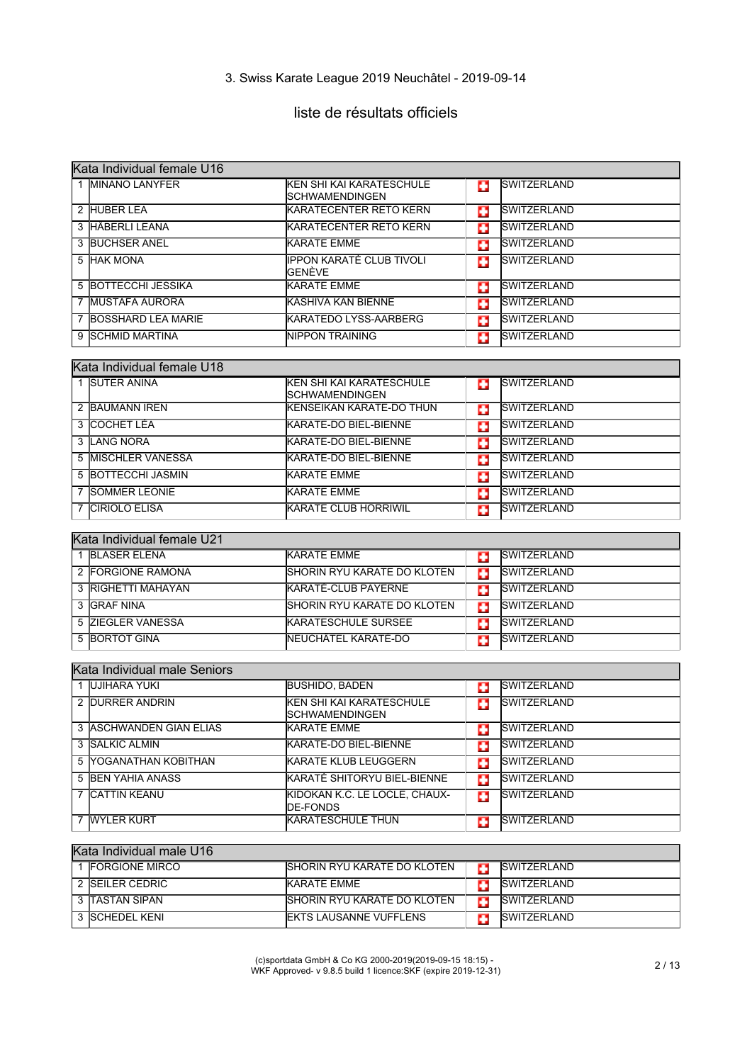3. Swiss Karate League 2019 Neuchâtel - 2019-09-14

## liste de résultats officiels

| Kata Individual female U16 | | | |
|---|---|---|---|
| 1 | MINANO LANYFER | KEN SHI KAI KARATESCHULE SCHWAMENDINGEN | SWITZERLAND |
| 2 | HUBER LEA | KARATECENTER RETO KERN | SWITZERLAND |
| 3 | HÄBERLI LEANA | KARATECENTER RETO KERN | SWITZERLAND |
| 3 | BUCHSER ANEL | KARATE EMME | SWITZERLAND |
| 5 | HAK MONA | IPPON KARATÉ CLUB TIVOLI GENÈVE | SWITZERLAND |
| 5 | BOTTECCHI JESSIKA | KARATE EMME | SWITZERLAND |
| 7 | MUSTAFA AURORA | KASHIVA KAN BIENNE | SWITZERLAND |
| 7 | BOSSHARD LEA MARIE | KARATEDO LYSS-AARBERG | SWITZERLAND |
| 9 | SCHMID MARTINA | NIPPON TRAINING | SWITZERLAND |

| Kata Individual female U18 | | | |
|---|---|---|---|
| 1 | SUTER ANINA | KEN SHI KAI KARATESCHULE SCHWAMENDINGEN | SWITZERLAND |
| 2 | BAUMANN IREN | KENSEIKAN KARATE-DO THUN | SWITZERLAND |
| 3 | COCHET LÉA | KARATE-DO BIEL-BIENNE | SWITZERLAND |
| 3 | LANG NORA | KARATE-DO BIEL-BIENNE | SWITZERLAND |
| 5 | MISCHLER VANESSA | KARATE-DO BIEL-BIENNE | SWITZERLAND |
| 5 | BOTTECCHI JASMIN | KARATE EMME | SWITZERLAND |
| 7 | SOMMER LEONIE | KARATE EMME | SWITZERLAND |
| 7 | CIRIOLO ELISA | KARATE CLUB HORRIWIL | SWITZERLAND |

| Kata Individual female U21 | | | |
|---|---|---|---|
| 1 | BLASER ELENA | KARATE EMME | SWITZERLAND |
| 2 | FORGIONE RAMONA | SHORIN RYU KARATE DO KLOTEN | SWITZERLAND |
| 3 | RIGHETTI MAHAYAN | KARATE-CLUB PAYERNE | SWITZERLAND |
| 3 | GRAF NINA | SHORIN RYU KARATE DO KLOTEN | SWITZERLAND |
| 5 | ZIEGLER VANESSA | KARATESCHULE SURSEE | SWITZERLAND |
| 5 | BORTOT GINA | NEUCHATEL KARATE-DO | SWITZERLAND |

| Kata Individual male Seniors | | | |
|---|---|---|---|
| 1 | UJIHARA YUKI | BUSHIDO, BADEN | SWITZERLAND |
| 2 | DURRER ANDRIN | KEN SHI KAI KARATESCHULE SCHWAMENDINGEN | SWITZERLAND |
| 3 | ASCHWANDEN GIAN ELIAS | KARATE EMME | SWITZERLAND |
| 3 | SALKIC ALMIN | KARATE-DO BIEL-BIENNE | SWITZERLAND |
| 5 | YOGANATHAN KOBITHAN | KARATE KLUB LEUGGERN | SWITZERLAND |
| 5 | BEN YAHIA ANASS | KARATÉ SHITORYU BIEL-BIENNE | SWITZERLAND |
| 7 | CATTIN KEANU | KIDOKAN K.C. LE LOCLE, CHAUX-DE-FONDS | SWITZERLAND |
| 7 | WYLER KURT | KARATESCHULE THUN | SWITZERLAND |

| Kata Individual male U16 | | | |
|---|---|---|---|
| 1 | FORGIONE MIRCO | SHORIN RYU KARATE DO KLOTEN | SWITZERLAND |
| 2 | SEILER CEDRIC | KARATE EMME | SWITZERLAND |
| 3 | TASTAN SIPAN | SHORIN RYU KARATE DO KLOTEN | SWITZERLAND |
| 3 | SCHEDEL KENI | EKTS LAUSANNE VUFFLENS | SWITZERLAND |

(c)sportdata GmbH & Co KG 2000-2019(2019-09-15 18:15) - WKF Approved- v 9.8.5 build 1 licence:SKF (expire 2019-12-31)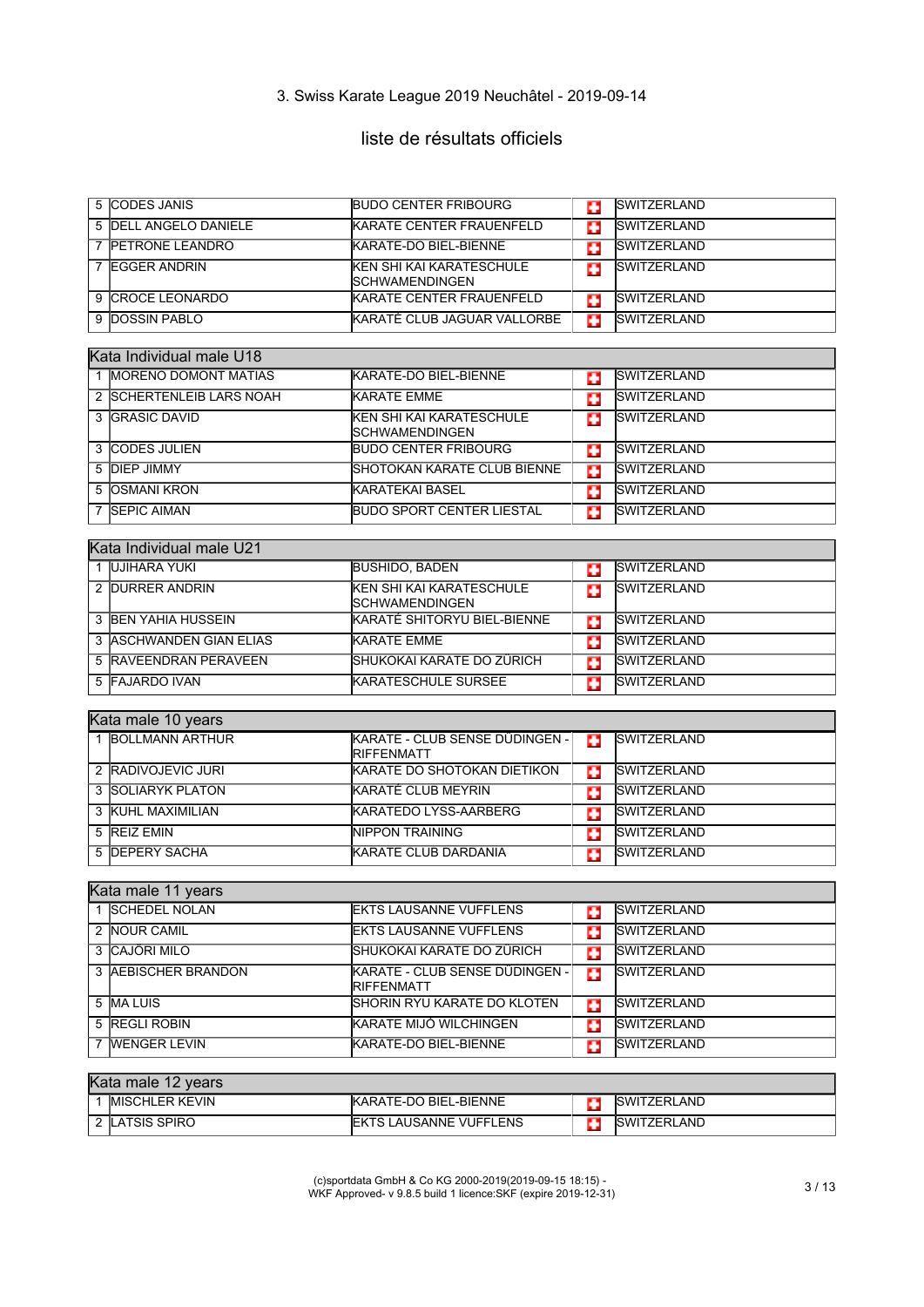3. Swiss Karate League 2019 Neuchâtel - 2019-09-14

## liste de résultats officiels

| Rank | Name | Club | Country |
|---|---|---|---|
| 5 | CODES JANIS | BUDO CENTER FRIBOURG | SWITZERLAND |
| 5 | DELL ANGELO DANIELE | KARATE CENTER FRAUENFELD | SWITZERLAND |
| 7 | PETRONE LEANDRO | KARATE-DO BIEL-BIENNE | SWITZERLAND |
| 7 | EGGER ANDRIN | KEN SHI KAI KARATESCHULE SCHWAMENDINGEN | SWITZERLAND |
| 9 | CROCE LEONARDO | KARATE CENTER FRAUENFELD | SWITZERLAND |
| 9 | DOSSIN PABLO | KARATÉ CLUB JAGUAR VALLORBE | SWITZERLAND |

### Kata Individual male U18

| Rank | Name | Club | Country |
|---|---|---|---|
| 1 | MORENO DOMONT MATIAS | KARATE-DO BIEL-BIENNE | SWITZERLAND |
| 2 | SCHERTENLEIB LARS NOAH | KARATE EMME | SWITZERLAND |
| 3 | GRASIC DAVID | KEN SHI KAI KARATESCHULE SCHWAMENDINGEN | SWITZERLAND |
| 3 | CODES JULIEN | BUDO CENTER FRIBOURG | SWITZERLAND |
| 5 | DIEP JIMMY | SHOTOKAN KARATE CLUB BIENNE | SWITZERLAND |
| 5 | OSMANI KRON | KARATEKAI BASEL | SWITZERLAND |
| 7 | SEPIC AIMAN | BUDO SPORT CENTER LIESTAL | SWITZERLAND |

### Kata Individual male U21

| Rank | Name | Club | Country |
|---|---|---|---|
| 1 | UJIHARA YUKI | BUSHIDO, BADEN | SWITZERLAND |
| 2 | DURRER ANDRIN | KEN SHI KAI KARATESCHULE SCHWAMENDINGEN | SWITZERLAND |
| 3 | BEN YAHIA HUSSEIN | KARATÉ SHITORYU BIEL-BIENNE | SWITZERLAND |
| 3 | ASCHWANDEN GIAN ELIAS | KARATE EMME | SWITZERLAND |
| 5 | RAVEENDRAN PERAVEEN | SHUKOKAI KARATE DO ZÜRICH | SWITZERLAND |
| 5 | FAJARDO IVAN | KARATESCHULE SURSEE | SWITZERLAND |

### Kata male 10 years

| Rank | Name | Club | Country |
|---|---|---|---|
| 1 | BOLLMANN ARTHUR | KARATE - CLUB SENSE DÜDINGEN - RIFFENMATT | SWITZERLAND |
| 2 | RADIVOJEVIC JURI | KARATE DO SHOTOKAN DIETIKON | SWITZERLAND |
| 3 | SOLIARYK PLATON | KARATÉ CLUB MEYRIN | SWITZERLAND |
| 3 | KUHL MAXIMILIAN | KARATEDO LYSS-AARBERG | SWITZERLAND |
| 5 | REIZ EMIN | NIPPON TRAINING | SWITZERLAND |
| 5 | DEPERY SACHA | KARATE CLUB DARDANIA | SWITZERLAND |

### Kata male 11 years

| Rank | Name | Club | Country |
|---|---|---|---|
| 1 | SCHEDEL NOLAN | EKTS LAUSANNE VUFFLENS | SWITZERLAND |
| 2 | NOUR CAMIL | EKTS LAUSANNE VUFFLENS | SWITZERLAND |
| 3 | CAJÖRI MILO | SHUKOKAI KARATE DO ZÜRICH | SWITZERLAND |
| 3 | AEBISCHER BRANDON | KARATE - CLUB SENSE DÜDINGEN - RIFFENMATT | SWITZERLAND |
| 5 | MA LUIS | SHORIN RYU KARATE DO KLOTEN | SWITZERLAND |
| 5 | REGLI ROBIN | KARATE MIJÖ WILCHINGEN | SWITZERLAND |
| 7 | WENGER LEVIN | KARATE-DO BIEL-BIENNE | SWITZERLAND |

### Kata male 12 years

| Rank | Name | Club | Country |
|---|---|---|---|
| 1 | MISCHLER KEVIN | KARATE-DO BIEL-BIENNE | SWITZERLAND |
| 2 | LATSIS SPIRO | EKTS LAUSANNE VUFFLENS | SWITZERLAND |

(c)sportdata GmbH & Co KG 2000-2019(2019-09-15 18:15) - WKF Approved- v 9.8.5 build 1 licence:SKF (expire 2019-12-31)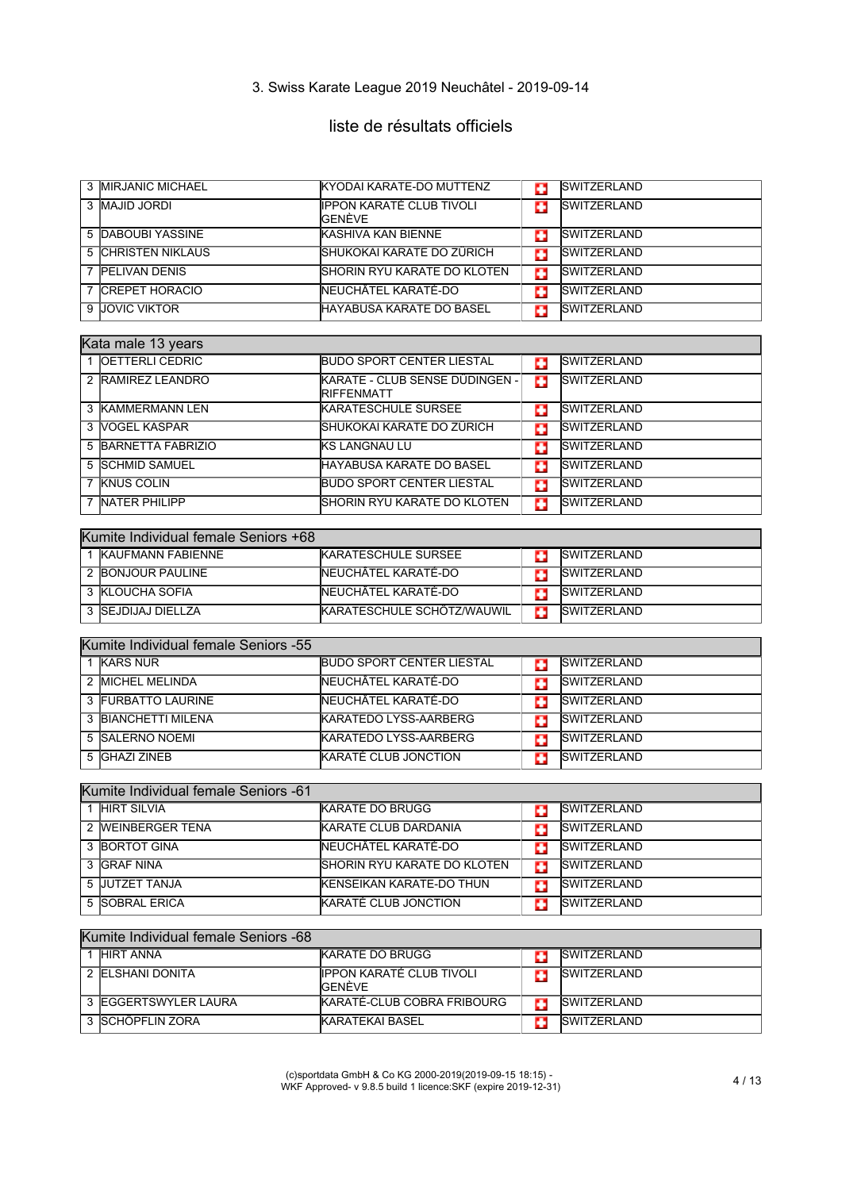# 3. Swiss Karate League 2019 Neuchâtel - 2019-09-14

## liste de résultats officiels

| | | | |
|---|---|---|---|
| 3 | MIRJANIC MICHAEL | KYODAI KARATE-DO MUTTENZ | SWITZERLAND |
| 3 | MAJID JORDI | IPPON KARATÉ CLUB TIVOLI GENÈVE | SWITZERLAND |
| 5 | DABOUBI YASSINE | KASHIVA KAN BIENNE | SWITZERLAND |
| 5 | CHRISTEN NIKLAUS | SHUKOKAI KARATE DO ZÜRICH | SWITZERLAND |
| 7 | PELIVAN DENIS | SHORIN RYU KARATE DO KLOTEN | SWITZERLAND |
| 7 | CREPET HORACIO | NEUCHÂTEL KARATÉ-DO | SWITZERLAND |
| 9 | JOVIC VIKTOR | HAYABUSA KARATE DO BASEL | SWITZERLAND |

| Kata male 13 years | | | |
|---|---|---|---|
| 1 | OETTERLI CEDRIC | BUDO SPORT CENTER LIESTAL | SWITZERLAND |
| 2 | RAMIREZ LEANDRO | KARATE - CLUB SENSE DÜDINGEN - RIFFENMATT | SWITZERLAND |
| 3 | KAMMERMANN LEN | KARATESCHULE SURSEE | SWITZERLAND |
| 3 | VOGEL KASPAR | SHUKOKAI KARATE DO ZÜRICH | SWITZERLAND |
| 5 | BARNETTA FABRIZIO | KS LANGNAU LU | SWITZERLAND |
| 5 | SCHMID SAMUEL | HAYABUSA KARATE DO BASEL | SWITZERLAND |
| 7 | KNUS COLIN | BUDO SPORT CENTER LIESTAL | SWITZERLAND |
| 7 | NATER PHILIPP | SHORIN RYU KARATE DO KLOTEN | SWITZERLAND |

| Kumite Individual female Seniors +68 | | | |
|---|---|---|---|
| 1 | KAUFMANN FABIENNE | KARATESCHULE SURSEE | SWITZERLAND |
| 2 | BONJOUR PAULINE | NEUCHÂTEL KARATÉ-DO | SWITZERLAND |
| 3 | KLOUCHA SOFIA | NEUCHÂTEL KARATÉ-DO | SWITZERLAND |
| 3 | SEJDIJAJ DIELLZA | KARATESCHULE SCHÖTZ/WAUWIL | SWITZERLAND |

| Kumite Individual female Seniors -55 | | | |
|---|---|---|---|
| 1 | KARS NUR | BUDO SPORT CENTER LIESTAL | SWITZERLAND |
| 2 | MICHEL MELINDA | NEUCHÂTEL KARATÉ-DO | SWITZERLAND |
| 3 | FURBATTO LAURINE | NEUCHÂTEL KARATÉ-DO | SWITZERLAND |
| 3 | BIANCHETTI MILENA | KARATEDO LYSS-AARBERG | SWITZERLAND |
| 5 | SALERNO NOEMI | KARATEDO LYSS-AARBERG | SWITZERLAND |
| 5 | GHAZI ZINEB | KARATÉ CLUB JONCTION | SWITZERLAND |

| Kumite Individual female Seniors -61 | | | |
|---|---|---|---|
| 1 | HIRT SILVIA | KARATE DO BRUGG | SWITZERLAND |
| 2 | WEINBERGER TENA | KARATE CLUB DARDANIA | SWITZERLAND |
| 3 | BORTOT GINA | NEUCHÂTEL KARATÉ-DO | SWITZERLAND |
| 3 | GRAF NINA | SHORIN RYU KARATE DO KLOTEN | SWITZERLAND |
| 5 | JUTZET TANJA | KENSEIKAN KARATE-DO THUN | SWITZERLAND |
| 5 | SOBRAL ERICA | KARATÉ CLUB JONCTION | SWITZERLAND |

| Kumite Individual female Seniors -68 | | | |
|---|---|---|---|
| 1 | HIRT ANNA | KARATE DO BRUGG | SWITZERLAND |
| 2 | ELSHANI DONITA | IPPON KARATÉ CLUB TIVOLI GENÈVE | SWITZERLAND |
| 3 | EGGERTSWYLER LAURA | KARATÉ-CLUB COBRA FRIBOURG | SWITZERLAND |
| 3 | SCHÖPFLIN ZORA | KARATEKAI BASEL | SWITZERLAND |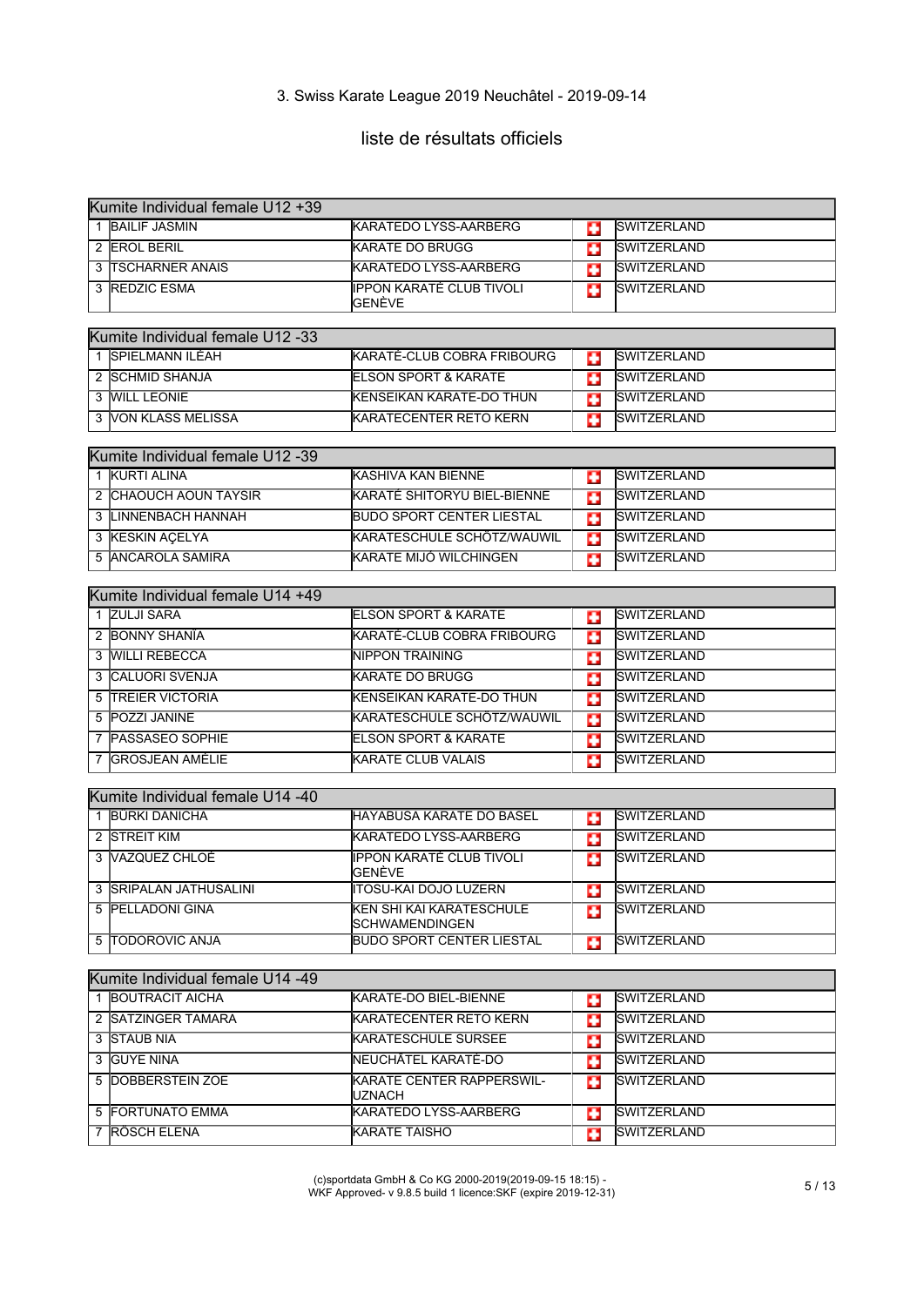3. Swiss Karate League 2019 Neuchâtel - 2019-09-14

## liste de résultats officiels

| Kumite Individual female U12 +39 | | | |
|---|---|---|---|
| 1 | BAILIF JASMIN | KARATEDO LYSS-AARBERG | SWITZERLAND |
| 2 | EROL BERIL | KARATE DO BRUGG | SWITZERLAND |
| 3 | TSCHARNER ANAIS | KARATEDO LYSS-AARBERG | SWITZERLAND |
| 3 | REDZIC ESMA | IPPON KARATÉ CLUB TIVOLI GENÈVE | SWITZERLAND |

| Kumite Individual female U12 -33 | | | |
|---|---|---|---|
| 1 | SPIELMANN ILÉAH | KARATÉ-CLUB COBRA FRIBOURG | SWITZERLAND |
| 2 | SCHMID SHANJA | ELSON SPORT & KARATE | SWITZERLAND |
| 3 | WILL LEONIE | KENSEIKAN KARATE-DO THUN | SWITZERLAND |
| 3 | VON KLASS MELISSA | KARATECENTER RETO KERN | SWITZERLAND |

| Kumite Individual female U12 -39 | | | |
|---|---|---|---|
| 1 | KURTI ALINA | KASHIVA KAN BIENNE | SWITZERLAND |
| 2 | CHAOUCH AOUN TAYSIR | KARATÉ SHITORYU BIEL-BIENNE | SWITZERLAND |
| 3 | LINNENBACH HANNAH | BUDO SPORT CENTER LIESTAL | SWITZERLAND |
| 3 | KESKIN AÇELYA | KARATESCHULE SCHÖTZ/WAUWIL | SWITZERLAND |
| 5 | ANCAROLA SAMIRA | KARATE MIJÖ WILCHINGEN | SWITZERLAND |

| Kumite Individual female U14 +49 | | | |
|---|---|---|---|
| 1 | ZULJI SARA | ELSON SPORT & KARATE | SWITZERLAND |
| 2 | BONNY SHANÏA | KARATÉ-CLUB COBRA FRIBOURG | SWITZERLAND |
| 3 | WILLI REBECCA | NIPPON TRAINING | SWITZERLAND |
| 3 | CALUORI SVENJA | KARATE DO BRUGG | SWITZERLAND |
| 5 | TREIER VICTORIA | KENSEIKAN KARATE-DO THUN | SWITZERLAND |
| 5 | POZZI JANINE | KARATESCHULE SCHÖTZ/WAUWIL | SWITZERLAND |
| 7 | PASSASEO SOPHIE | ELSON SPORT & KARATE | SWITZERLAND |
| 7 | GROSJEAN AMÉLIE | KARATE CLUB VALAIS | SWITZERLAND |

| Kumite Individual female U14 -40 | | | |
|---|---|---|---|
| 1 | BÜRKI DANICHA | HAYABUSA KARATE DO BASEL | SWITZERLAND |
| 2 | STREIT KIM | KARATEDO LYSS-AARBERG | SWITZERLAND |
| 3 | VAZQUEZ CHLOÉ | IPPON KARATÉ CLUB TIVOLI GENÈVE | SWITZERLAND |
| 3 | SRIPALAN JATHUSALINI | ITOSU-KAI DOJO LUZERN | SWITZERLAND |
| 5 | PELLADONI GINA | KEN SHI KAI KARATESCHULE SCHWAMENDINGEN | SWITZERLAND |
| 5 | TODOROVIC ANJA | BUDO SPORT CENTER LIESTAL | SWITZERLAND |

| Kumite Individual female U14 -49 | | | |
|---|---|---|---|
| 1 | BOUTRACIT AICHA | KARATE-DO BIEL-BIENNE | SWITZERLAND |
| 2 | SATZINGER TAMARA | KARATECENTER RETO KERN | SWITZERLAND |
| 3 | STAUB NIA | KARATESCHULE SURSEE | SWITZERLAND |
| 3 | GUYE NINA | NEUCHÂTEL KARATÉ-DO | SWITZERLAND |
| 5 | DOBBERSTEIN ZOE | KARATE CENTER RAPPERSWIL-UZNACH | SWITZERLAND |
| 5 | FORTUNATO EMMA | KARATEDO LYSS-AARBERG | SWITZERLAND |
| 7 | RÖSCH ELENA | KARATE TAISHO | SWITZERLAND |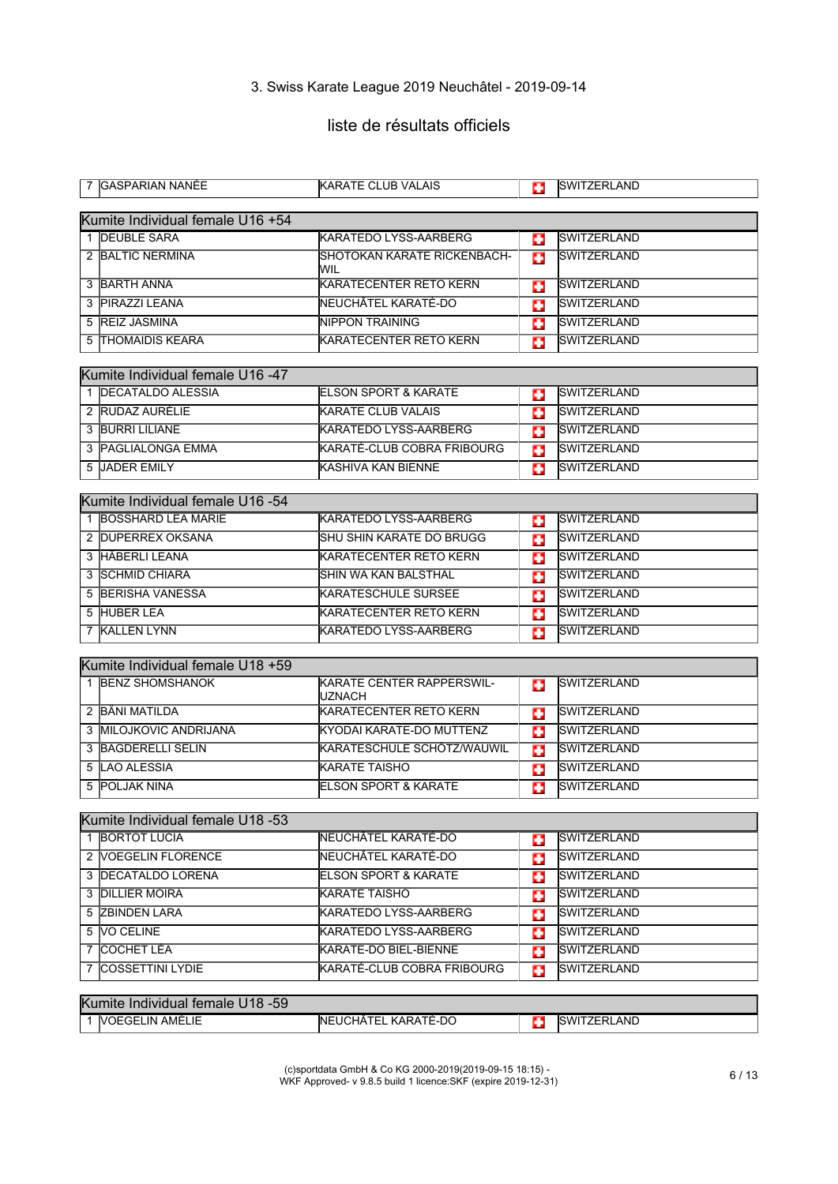# 3. Swiss Karate League 2019 Neuchâtel - 2019-09-14

## liste de résultats officiels

| | | | |
|---|---|---|---|
| 7 | GASPARIAN NANÉE | KARATE CLUB VALAIS | SWITZERLAND |

### Kumite Individual female U16 +54

| | | | |
|---|---|---|---|
| 1 | DEUBLE SARA | KARATEDO LYSS-AARBERG | SWITZERLAND |
| 2 | BALTIC NERMINA | SHOTOKAN KARATE RICKENBACH-WIL | SWITZERLAND |
| 3 | BARTH ANNA | KARATECENTER RETO KERN | SWITZERLAND |
| 3 | PIRAZZI LEANA | NEUCHÂTEL KARATÉ-DO | SWITZERLAND |
| 5 | REIZ JASMINA | NIPPON TRAINING | SWITZERLAND |
| 5 | THOMAIDIS KEARA | KARATECENTER RETO KERN | SWITZERLAND |

### Kumite Individual female U16 -47

| | | | |
|---|---|---|---|
| 1 | DECATALDO ALESSIA | ELSON SPORT & KARATE | SWITZERLAND |
| 2 | RUDAZ AURÉLIE | KARATE CLUB VALAIS | SWITZERLAND |
| 3 | BURRI LILIANE | KARATEDO LYSS-AARBERG | SWITZERLAND |
| 3 | PAGLIALONGA EMMA | KARATÉ-CLUB COBRA FRIBOURG | SWITZERLAND |
| 5 | JADER EMILY | KASHIVA KAN BIENNE | SWITZERLAND |

### Kumite Individual female U16 -54

| | | | |
|---|---|---|---|
| 1 | BOSSHARD LEA MARIE | KARATEDO LYSS-AARBERG | SWITZERLAND |
| 2 | DUPERREX OKSANA | SHU SHIN KARATE DO BRUGG | SWITZERLAND |
| 3 | HÄBERLI LEANA | KARATECENTER RETO KERN | SWITZERLAND |
| 3 | SCHMID CHIARA | SHIN WA KAN BALSTHAL | SWITZERLAND |
| 5 | BERISHA VANESSA | KARATESCHULE SURSEE | SWITZERLAND |
| 5 | HUBER LEA | KARATECENTER RETO KERN | SWITZERLAND |
| 7 | KALLEN LYNN | KARATEDO LYSS-AARBERG | SWITZERLAND |

### Kumite Individual female U18 +59

| | | | |
|---|---|---|---|
| 1 | BENZ SHOMSHANOK | KARATE CENTER RAPPERSWIL-UZNACH | SWITZERLAND |
| 2 | BÄNI MATILDA | KARATECENTER RETO KERN | SWITZERLAND |
| 3 | MILOJKOVIC ANDRIJANA | KYODAI KARATE-DO MUTTENZ | SWITZERLAND |
| 3 | BAGDERELLI SELIN | KARATESCHULE SCHÖTZ/WAUWIL | SWITZERLAND |
| 5 | LAO ALESSIA | KARATE TAISHO | SWITZERLAND |
| 5 | POLJAK NINA | ELSON SPORT & KARATE | SWITZERLAND |

### Kumite Individual female U18 -53

| | | | |
|---|---|---|---|
| 1 | BORTOT LUCIA | NEUCHÂTEL KARATÉ-DO | SWITZERLAND |
| 2 | VOEGELIN FLORENCE | NEUCHÂTEL KARATÉ-DO | SWITZERLAND |
| 3 | DECATALDO LORENA | ELSON SPORT & KARATE | SWITZERLAND |
| 3 | DILLIER MOIRA | KARATE TAISHO | SWITZERLAND |
| 5 | ZBINDEN LARA | KARATEDO LYSS-AARBERG | SWITZERLAND |
| 5 | VO CELINE | KARATEDO LYSS-AARBERG | SWITZERLAND |
| 7 | COCHET LÉA | KARATE-DO BIEL-BIENNE | SWITZERLAND |
| 7 | COSSETTINI LYDIE | KARATÉ-CLUB COBRA FRIBOURG | SWITZERLAND |

### Kumite Individual female U18 -59

| | | | |
|---|---|---|---|
| 1 | VOEGELIN AMÉLIE | NEUCHÂTEL KARATÉ-DO | SWITZERLAND |

(c)sportdata GmbH & Co KG 2000-2019(2019-09-15 18:15) - WKF Approved- v 9.8.5 build 1 licence:SKF (expire 2019-12-31)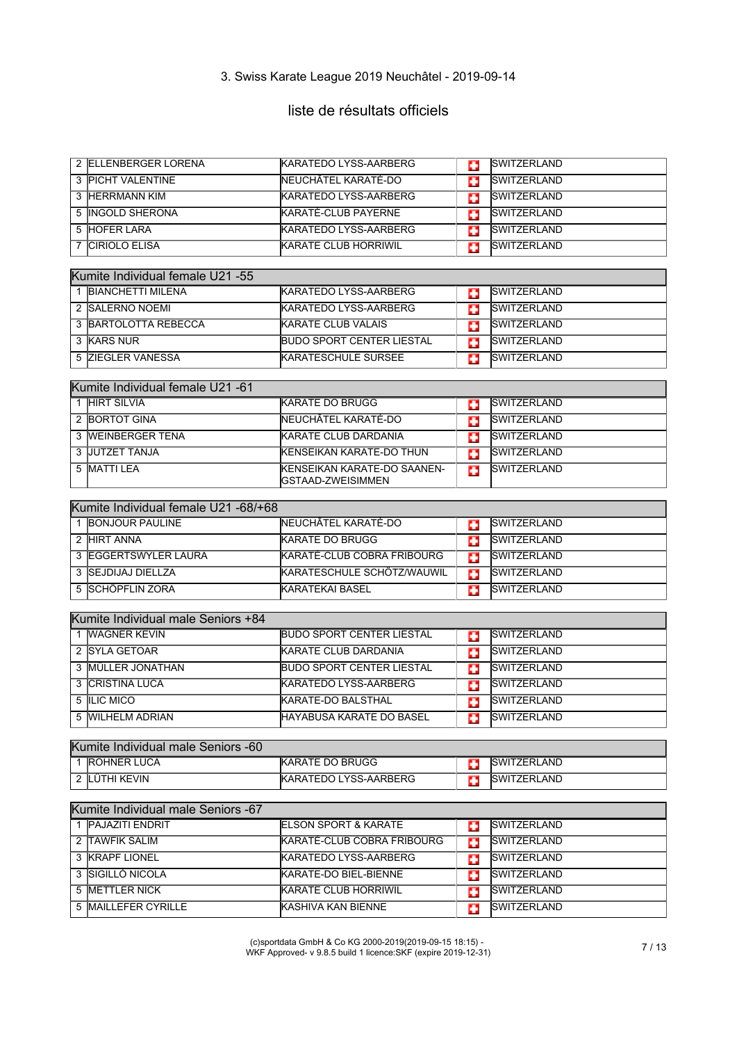3. Swiss Karate League 2019 Neuchâtel - 2019-09-14

## liste de résultats officiels

| | | | |
|---|---|---|---|
| 2 | ELLENBERGER LORENA | KARATEDO LYSS-AARBERG | SWITZERLAND |
| 3 | PICHT VALENTINE | NEUCHÂTEL KARATÉ-DO | SWITZERLAND |
| 3 | HERRMANN KIM | KARATEDO LYSS-AARBERG | SWITZERLAND |
| 5 | INGOLD SHERONA | KARATÉ-CLUB PAYERNE | SWITZERLAND |
| 5 | HOFER LARA | KARATEDO LYSS-AARBERG | SWITZERLAND |
| 7 | CIRIOLO ELISA | KARATE CLUB HORRIWIL | SWITZERLAND |

| Kumite Individual female U21 -55 | | | |
|---|---|---|---|
| 1 | BIANCHETTI MILENA | KARATEDO LYSS-AARBERG | SWITZERLAND |
| 2 | SALERNO NOEMI | KARATEDO LYSS-AARBERG | SWITZERLAND |
| 3 | BARTOLOTTA REBECCA | KARATE CLUB VALAIS | SWITZERLAND |
| 3 | KARS NUR | BUDO SPORT CENTER LIESTAL | SWITZERLAND |
| 5 | ZIEGLER VANESSA | KARATESCHULE SURSEE | SWITZERLAND |

| Kumite Individual female U21 -61 | | | |
|---|---|---|---|
| 1 | HIRT SILVIA | KARATE DO BRUGG | SWITZERLAND |
| 2 | BORTOT GINA | NEUCHÂTEL KARATÉ-DO | SWITZERLAND |
| 3 | WEINBERGER TENA | KARATE CLUB DARDANIA | SWITZERLAND |
| 3 | JUTZET TANJA | KENSEIKAN KARATE-DO THUN | SWITZERLAND |
| 5 | MATTI LEA | KENSEIKAN KARATE-DO SAANEN-GSTAAD-ZWEISIMMEN | SWITZERLAND |

| Kumite Individual female U21 -68/+68 | | | |
|---|---|---|---|
| 1 | BONJOUR PAULINE | NEUCHÂTEL KARATÉ-DO | SWITZERLAND |
| 2 | HIRT ANNA | KARATE DO BRUGG | SWITZERLAND |
| 3 | EGGERTSWYLER LAURA | KARATÉ-CLUB COBRA FRIBOURG | SWITZERLAND |
| 3 | SEJDIJAJ DIELLZA | KARATESCHULE SCHÖTZ/WAUWIL | SWITZERLAND |
| 5 | SCHÖPFLIN ZORA | KARATEKAI BASEL | SWITZERLAND |

| Kumite Individual male Seniors +84 | | | |
|---|---|---|---|
| 1 | WAGNER KEVIN | BUDO SPORT CENTER LIESTAL | SWITZERLAND |
| 2 | SYLA GETOAR | KARATE CLUB DARDANIA | SWITZERLAND |
| 3 | MÜLLER JONATHAN | BUDO SPORT CENTER LIESTAL | SWITZERLAND |
| 3 | CRISTINA LUCA | KARATEDO LYSS-AARBERG | SWITZERLAND |
| 5 | ILIC MICO | KARATE-DO BALSTHAL | SWITZERLAND |
| 5 | WILHELM ADRIAN | HAYABUSA KARATE DO BASEL | SWITZERLAND |

| Kumite Individual male Seniors -60 | | | |
|---|---|---|---|
| 1 | ROHNER LUCA | KARATE DO BRUGG | SWITZERLAND |
| 2 | LÜTHI KEVIN | KARATEDO LYSS-AARBERG | SWITZERLAND |

| Kumite Individual male Seniors -67 | | | |
|---|---|---|---|
| 1 | PAJAZITI ENDRIT | ELSON SPORT & KARATE | SWITZERLAND |
| 2 | TAWFIK SALIM | KARATÉ-CLUB COBRA FRIBOURG | SWITZERLAND |
| 3 | KRAPF LIONEL | KARATEDO LYSS-AARBERG | SWITZERLAND |
| 3 | SIGILLÓ NICOLA | KARATE-DO BIEL-BIENNE | SWITZERLAND |
| 5 | METTLER NICK | KARATE CLUB HORRIWIL | SWITZERLAND |
| 5 | MAILLEFER CYRILLE | KASHIVA KAN BIENNE | SWITZERLAND |

(c)sportdata GmbH & Co KG 2000-2019(2019-09-15 18:15) - WKF Approved- v 9.8.5 build 1 licence:SKF (expire 2019-12-31)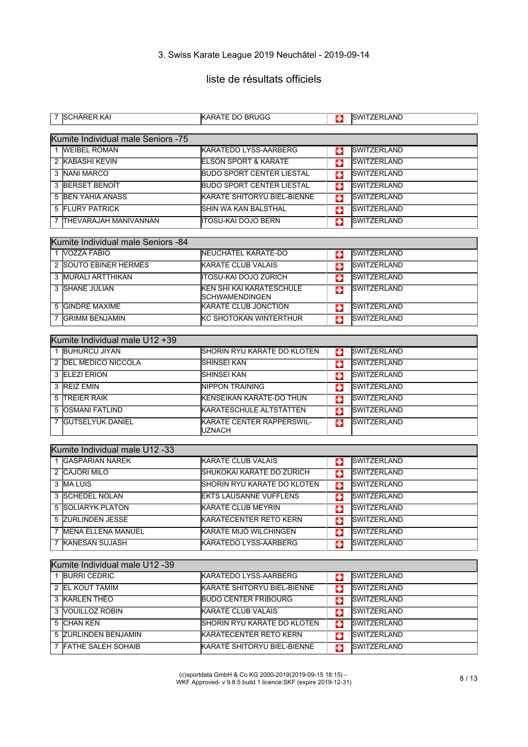3. Swiss Karate League 2019 Neuchâtel - 2019-09-14

## liste de résultats officiels

| | | | |
|---|---|---|---|
| 7 | SCHÄRER KAI | KARATE DO BRUGG | SWITZERLAND |

### Kumite Individual male Seniors -75

| | | | |
|---|---|---|---|
| 1 | WEIBEL ROMAN | KARATEDO LYSS-AARBERG | SWITZERLAND |
| 2 | KABASHI KEVIN | ELSON SPORT & KARATE | SWITZERLAND |
| 3 | NANI MARCO | BUDO SPORT CENTER LIESTAL | SWITZERLAND |
| 3 | BERSET BENOÎT | BUDO SPORT CENTER LIESTAL | SWITZERLAND |
| 5 | BEN YAHIA ANASS | KARATÉ SHITORYU BIEL-BIENNE | SWITZERLAND |
| 5 | FLURY PATRICK | SHIN WA KAN BALSTHAL | SWITZERLAND |
| 7 | THEVARAJAH MANIVANNAN | ITOSU-KAI DOJO BERN | SWITZERLAND |

### Kumite Individual male Seniors -84

| | | | |
|---|---|---|---|
| 1 | VOZZA FABIO | NEUCHÂTEL KARATÉ-DO | SWITZERLAND |
| 2 | SOUTO EBINER HERMÈS | KARATE CLUB VALAIS | SWITZERLAND |
| 3 | MURALI ARTTHIKAN | ITOSU-KAI DOJO ZÜRICH | SWITZERLAND |
| 3 | SHANE JULIAN | KEN SHI KAI KARATESCHULE SCHWAMENDINGEN | SWITZERLAND |
| 5 | GINDRE MAXIME | KARATÉ CLUB JONCTION | SWITZERLAND |
| 7 | GRIMM BENJAMIN | KC SHOTOKAN WINTERTHUR | SWITZERLAND |

### Kumite Individual male U12 +39

| | | | |
|---|---|---|---|
| 1 | BUHURCU JIYAN | SHORIN RYU KARATE DO KLOTEN | SWITZERLAND |
| 2 | DEL MEDICO NICCOLA | SHINSEI KAN | SWITZERLAND |
| 3 | ELEZI ERION | SHINSEI KAN | SWITZERLAND |
| 3 | REIZ EMIN | NIPPON TRAINING | SWITZERLAND |
| 5 | TREIER RAIK | KENSEIKAN KARATE-DO THUN | SWITZERLAND |
| 5 | OSMANI FATLIND | KARATESCHULE ALTSTÄTTEN | SWITZERLAND |
| 7 | GUTSELYUK DANIEL | KARATE CENTER RAPPERSWIL-UZNACH | SWITZERLAND |

### Kumite Individual male U12 -33

| | | | |
|---|---|---|---|
| 1 | GASPARIAN NAREK | KARATE CLUB VALAIS | SWITZERLAND |
| 2 | CAJÖRI MILO | SHUKOKAI KARATE DO ZÜRICH | SWITZERLAND |
| 3 | MA LUIS | SHORIN RYU KARATE DO KLOTEN | SWITZERLAND |
| 3 | SCHEDEL NOLAN | EKTS LAUSANNE VUFFLENS | SWITZERLAND |
| 5 | SOLIARYK PLATON | KARATÉ CLUB MEYRIN | SWITZERLAND |
| 5 | ZURLINDEN JESSE | KARATECENTER RETO KERN | SWITZERLAND |
| 7 | MENA ELLENA MANUEL | KARATE MIJÖ WILCHINGEN | SWITZERLAND |
| 7 | KANESAN SUJASH | KARATEDO LYSS-AARBERG | SWITZERLAND |

### Kumite Individual male U12 -39

| | | | |
|---|---|---|---|
| 1 | BURRI CEDRIC | KARATEDO LYSS-AARBERG | SWITZERLAND |
| 2 | EL KOUT TAMIM | KARATÉ SHITORYU BIEL-BIENNE | SWITZERLAND |
| 3 | KARLEN THÉO | BUDO CENTER FRIBOURG | SWITZERLAND |
| 3 | VOUILLOZ ROBIN | KARATE CLUB VALAIS | SWITZERLAND |
| 5 | CHAN KEN | SHORIN RYU KARATE DO KLOTEN | SWITZERLAND |
| 5 | ZURLINDEN BENJAMIN | KARATECENTER RETO KERN | SWITZERLAND |
| 7 | FATHE SALEH SOHAIB | KARATÉ SHITORYU BIEL-BIENNE | SWITZERLAND |

(c)sportdata GmbH & Co KG 2000-2019(2019-09-15 18:15) - WKF Approved- v 9.8.5 build 1 licence:SKF (expire 2019-12-31)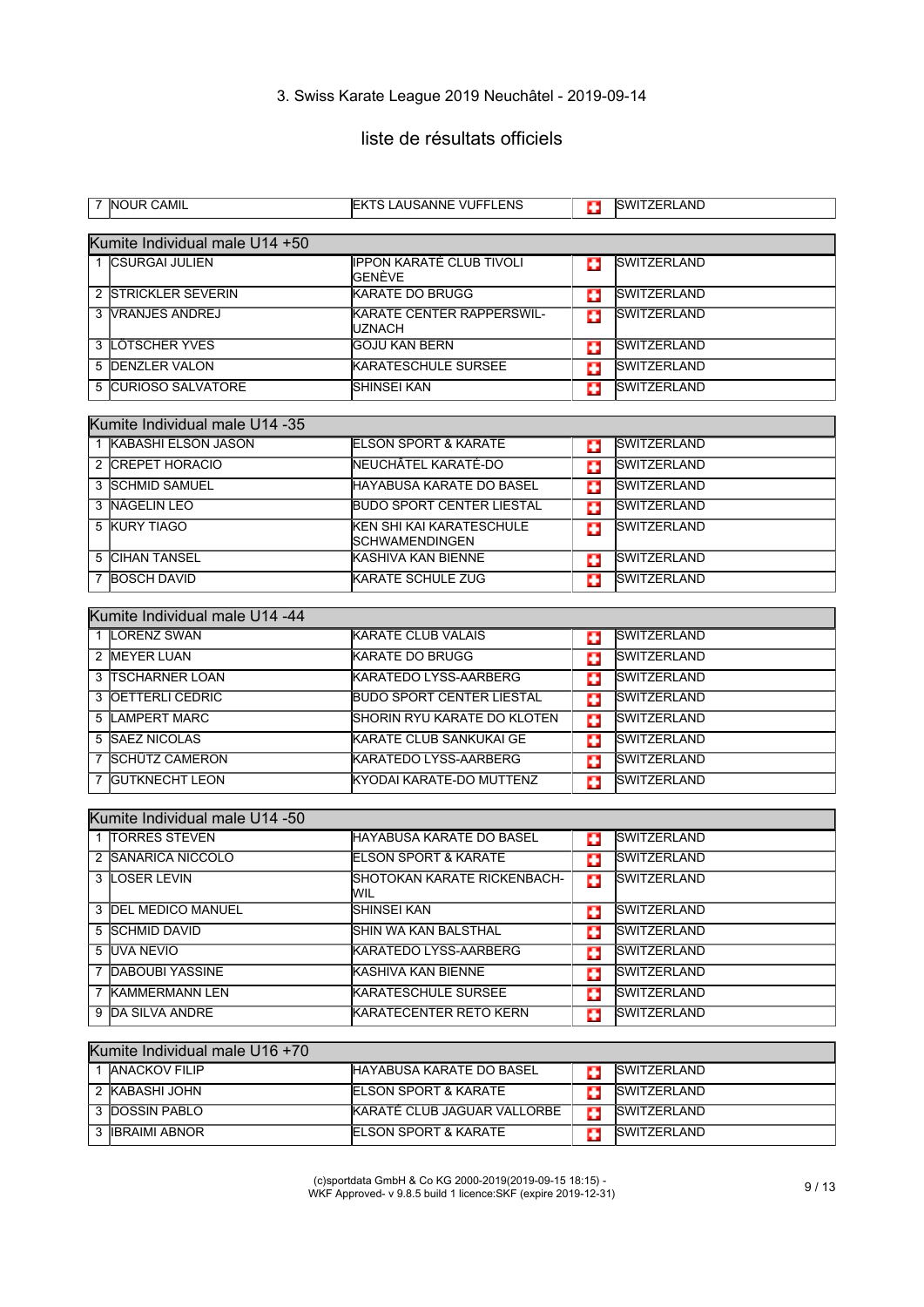3. Swiss Karate League 2019 Neuchâtel - 2019-09-14

# liste de résultats officiels

| | | | |
|---|---|---|---|
| 7 | NOUR CAMIL | EKTS LAUSANNE VUFFLENS | SWITZERLAND |

## Kumite Individual male U14 +50

| | | | |
|---|---|---|---|
| 1 | CSURGAI JULIEN | IPPON KARATÉ CLUB TIVOLI GENÈVE | SWITZERLAND |
| 2 | STRICKLER SEVERIN | KARATE DO BRUGG | SWITZERLAND |
| 3 | VRANJES ANDREJ | KARATE CENTER RAPPERSWIL-UZNACH | SWITZERLAND |
| 3 | LÖTSCHER YVES | GOJU KAN BERN | SWITZERLAND |
| 5 | DENZLER VALON | KARATESCHULE SURSEE | SWITZERLAND |
| 5 | CURIOSO SALVATORE | SHINSEI KAN | SWITZERLAND |

## Kumite Individual male U14 -35

| | | | |
|---|---|---|---|
| 1 | KABASHI ELSON JASON | ELSON SPORT & KARATE | SWITZERLAND |
| 2 | CREPET HORACIO | NEUCHÂTEL KARATÉ-DO | SWITZERLAND |
| 3 | SCHMID SAMUEL | HAYABUSA KARATE DO BASEL | SWITZERLAND |
| 3 | NAGELIN LEO | BUDO SPORT CENTER LIESTAL | SWITZERLAND |
| 5 | KURY TIAGO | KEN SHI KAI KARATESCHULE SCHWAMENDINGEN | SWITZERLAND |
| 5 | CIHAN TANSEL | KASHIVA KAN BIENNE | SWITZERLAND |
| 7 | BOSCH DAVID | KARATE SCHULE ZUG | SWITZERLAND |

## Kumite Individual male U14 -44

| | | | |
|---|---|---|---|
| 1 | LORENZ SWAN | KARATE CLUB VALAIS | SWITZERLAND |
| 2 | MEYER LUAN | KARATE DO BRUGG | SWITZERLAND |
| 3 | TSCHARNER LOAN | KARATEDO LYSS-AARBERG | SWITZERLAND |
| 3 | OETTERLI CEDRIC | BUDO SPORT CENTER LIESTAL | SWITZERLAND |
| 5 | LAMPERT MARC | SHORIN RYU KARATE DO KLOTEN | SWITZERLAND |
| 5 | SAEZ NICOLAS | KARATE CLUB SANKUKAI GE | SWITZERLAND |
| 7 | SCHÜTZ CAMERON | KARATEDO LYSS-AARBERG | SWITZERLAND |
| 7 | GUTKNECHT LEON | KYODAI KARATE-DO MUTTENZ | SWITZERLAND |

## Kumite Individual male U14 -50

| | | | |
|---|---|---|---|
| 1 | TORRES STEVEN | HAYABUSA KARATE DO BASEL | SWITZERLAND |
| 2 | SANARICA NICCOLO | ELSON SPORT & KARATE | SWITZERLAND |
| 3 | LOSER LEVIN | SHOTOKAN KARATE RICKENBACH-WIL | SWITZERLAND |
| 3 | DEL MEDICO MANUEL | SHINSEI KAN | SWITZERLAND |
| 5 | SCHMID DAVID | SHIN WA KAN BALSTHAL | SWITZERLAND |
| 5 | UVA NEVIO | KARATEDO LYSS-AARBERG | SWITZERLAND |
| 7 | DABOUBI YASSINE | KASHIVA KAN BIENNE | SWITZERLAND |
| 7 | KAMMERMANN LEN | KARATESCHULE SURSEE | SWITZERLAND |
| 9 | DA SILVA ANDRE | KARATECENTER RETO KERN | SWITZERLAND |

## Kumite Individual male U16 +70

| | | | |
|---|---|---|---|
| 1 | ANACKOV FILIP | HAYABUSA KARATE DO BASEL | SWITZERLAND |
| 2 | KABASHI JOHN | ELSON SPORT & KARATE | SWITZERLAND |
| 3 | DOSSIN PABLO | KARATÉ CLUB JAGUAR VALLORBE | SWITZERLAND |
| 3 | IBRAIMI ABNOR | ELSON SPORT & KARATE | SWITZERLAND |

(c)sportdata GmbH & Co KG 2000-2019(2019-09-15 18:15) - WKF Approved- v 9.8.5 build 1 licence:SKF (expire 2019-12-31)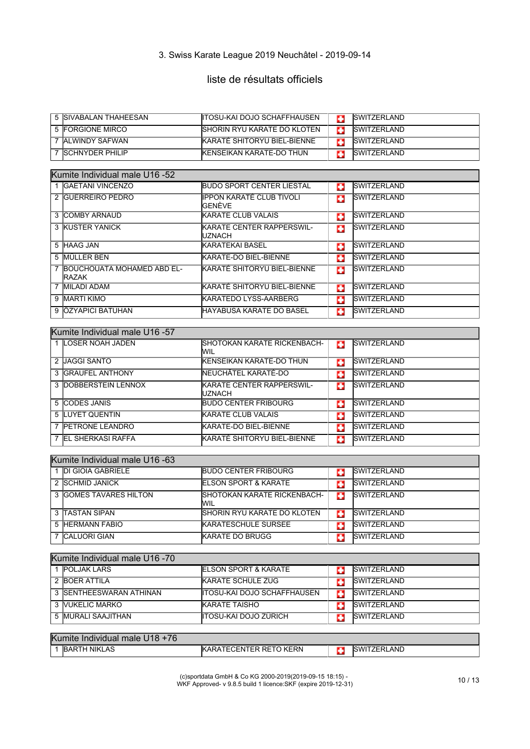3. Swiss Karate League 2019 Neuchâtel - 2019-09-14

## liste de résultats officiels

| | | | |
|---|---|---|---|
| 5 | SIVABALAN THAHEESAN | ITOSU-KAI DOJO SCHAFFHAUSEN | SWITZERLAND |
| 5 | FORGIONE MIRCO | SHORIN RYU KARATE DO KLOTEN | SWITZERLAND |
| 7 | ALWINDY SAFWAN | KARATÉ SHITORYU BIEL-BIENNE | SWITZERLAND |
| 7 | SCHNYDER PHILIP | KENSEIKAN KARATE-DO THUN | SWITZERLAND |

### Kumite Individual male U16 -52

| | | | |
|---|---|---|---|
| 1 | GAETANI VINCENZO | BUDO SPORT CENTER LIESTAL | SWITZERLAND |
| 2 | GUERREIRO PEDRO | IPPON KARATÉ CLUB TIVOLI GENÈVE | SWITZERLAND |
| 3 | COMBY ARNAUD | KARATE CLUB VALAIS | SWITZERLAND |
| 3 | KUSTER YANICK | KARATE CENTER RAPPERSWIL-UZNACH | SWITZERLAND |
| 5 | HAAG JAN | KARATEKAI BASEL | SWITZERLAND |
| 5 | MÜLLER BEN | KARATE-DO BIEL-BIENNE | SWITZERLAND |
| 7 | BOUCHOUATA MOHAMED ABD EL-RAZAK | KARATÉ SHITORYU BIEL-BIENNE | SWITZERLAND |
| 7 | MILADI ADAM | KARATÉ SHITORYU BIEL-BIENNE | SWITZERLAND |
| 9 | MARTI KIMO | KARATEDO LYSS-AARBERG | SWITZERLAND |
| 9 | ÖZYAPICI BATUHAN | HAYABUSA KARATE DO BASEL | SWITZERLAND |

### Kumite Individual male U16 -57

| | | | |
|---|---|---|---|
| 1 | LOSER NOAH JADEN | SHOTOKAN KARATE RICKENBACH-WIL | SWITZERLAND |
| 2 | JAGGI SANTO | KENSEIKAN KARATE-DO THUN | SWITZERLAND |
| 3 | GRAUFEL ANTHONY | NEUCHÂTEL KARATÉ-DO | SWITZERLAND |
| 3 | DOBBERSTEIN LENNOX | KARATE CENTER RAPPERSWIL-UZNACH | SWITZERLAND |
| 5 | CODES JANIS | BUDO CENTER FRIBOURG | SWITZERLAND |
| 5 | LUYET QUENTIN | KARATE CLUB VALAIS | SWITZERLAND |
| 7 | PETRONE LEANDRO | KARATE-DO BIEL-BIENNE | SWITZERLAND |
| 7 | EL SHERKASI RAFFA | KARATÉ SHITORYU BIEL-BIENNE | SWITZERLAND |

### Kumite Individual male U16 -63

| | | | |
|---|---|---|---|
| 1 | DI GIOIA GABRIELE | BUDO CENTER FRIBOURG | SWITZERLAND |
| 2 | SCHMID JANICK | ELSON SPORT & KARATE | SWITZERLAND |
| 3 | GOMES TAVARES HILTON | SHOTOKAN KARATE RICKENBACH-WIL | SWITZERLAND |
| 3 | TASTAN SIPAN | SHORIN RYU KARATE DO KLOTEN | SWITZERLAND |
| 5 | HERMANN FABIO | KARATESCHULE SURSEE | SWITZERLAND |
| 7 | CALUORI GIAN | KARATE DO BRUGG | SWITZERLAND |

### Kumite Individual male U16 -70

| | | | |
|---|---|---|---|
| 1 | POLJAK LARS | ELSON SPORT & KARATE | SWITZERLAND |
| 2 | BOER ATTILA | KARATE SCHULE ZUG | SWITZERLAND |
| 3 | SENTHEESWARAN ATHINAN | ITOSU-KAI DOJO SCHAFFHAUSEN | SWITZERLAND |
| 3 | VUKELIC MARKO | KARATE TAISHO | SWITZERLAND |
| 5 | MURALI SAAJITHAN | ITOSU-KAI DOJO ZÜRICH | SWITZERLAND |

### Kumite Individual male U18 +76

| | | | |
|---|---|---|---|
| 1 | BARTH NIKLAS | KARATECENTER RETO KERN | SWITZERLAND |

(c)sportdata GmbH & Co KG 2000-2019(2019-09-15 18:15) - WKF Approved- v 9.8.5 build 1 licence:SKF (expire 2019-12-31)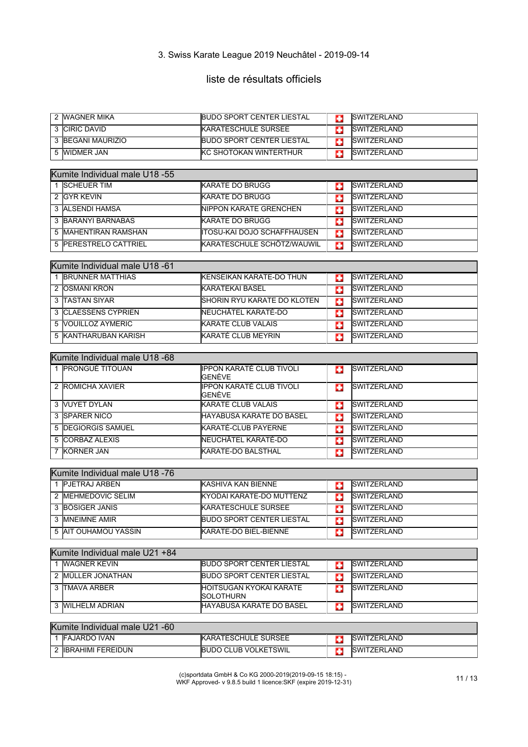3. Swiss Karate League 2019 Neuchâtel - 2019-09-14

liste de résultats officiels

| | | | |
|---|---|---|---|
| 2 | WAGNER MIKA | BUDO SPORT CENTER LIESTAL | SWITZERLAND |
| 3 | CIRIC DAVID | KARATESCHULE SURSEE | SWITZERLAND |
| 3 | BEGANI MAURIZIO | BUDO SPORT CENTER LIESTAL | SWITZERLAND |
| 5 | WIDMER JAN | KC SHOTOKAN WINTERTHUR | SWITZERLAND |

| Kumite Individual male U18 -55 | | | |
|---|---|---|---|
| 1 | SCHEUER TIM | KARATE DO BRUGG | SWITZERLAND |
| 2 | GYR KEVIN | KARATE DO BRUGG | SWITZERLAND |
| 3 | ALSENDI HAMSA | NIPPON KARATE GRENCHEN | SWITZERLAND |
| 3 | BARANYI BARNABAS | KARATE DO BRUGG | SWITZERLAND |
| 5 | MAHENTIRAN RAMSHAN | ITOSU-KAI DOJO SCHAFFHAUSEN | SWITZERLAND |
| 5 | PERESTRELO CATTRIEL | KARATESCHULE SCHÖTZ/WAUWIL | SWITZERLAND |

| Kumite Individual male U18 -61 | | | |
|---|---|---|---|
| 1 | BRUNNER MATTHIAS | KENSEIKAN KARATE-DO THUN | SWITZERLAND |
| 2 | OSMANI KRON | KARATEKAI BASEL | SWITZERLAND |
| 3 | TASTAN SIYAR | SHORIN RYU KARATE DO KLOTEN | SWITZERLAND |
| 3 | CLAESSENS CYPRIEN | NEUCHÂTEL KARATÉ-DO | SWITZERLAND |
| 5 | VOUILLOZ AYMERIC | KARATE CLUB VALAIS | SWITZERLAND |
| 5 | KANTHARUBAN KARISH | KARATÉ CLUB MEYRIN | SWITZERLAND |

| Kumite Individual male U18 -68 | | | |
|---|---|---|---|
| 1 | PRONGUÉ TITOUAN | IPPON KARATÉ CLUB TIVOLI GENÈVE | SWITZERLAND |
| 2 | ROMICHA XAVIER | IPPON KARATÉ CLUB TIVOLI GENÈVE | SWITZERLAND |
| 3 | VUYET DYLAN | KARATE CLUB VALAIS | SWITZERLAND |
| 3 | SPARER NICO | HAYABUSA KARATE DO BASEL | SWITZERLAND |
| 5 | DEGIORGIS SAMUEL | KARATÉ-CLUB PAYERNE | SWITZERLAND |
| 5 | CORBAZ ALEXIS | NEUCHÂTEL KARATÉ-DO | SWITZERLAND |
| 7 | KÖRNER JAN | KARATE-DO BALSTHAL | SWITZERLAND |

| Kumite Individual male U18 -76 | | | |
|---|---|---|---|
| 1 | PJETRAJ ARBEN | KASHIVA KAN BIENNE | SWITZERLAND |
| 2 | MEHMEDOVIC SELIM | KYODAI KARATE-DO MUTTENZ | SWITZERLAND |
| 3 | BÖSIGER JANIS | KARATESCHULE SURSEE | SWITZERLAND |
| 3 | MNEIMNE AMIR | BUDO SPORT CENTER LIESTAL | SWITZERLAND |
| 5 | AIT OUHAMOU YASSIN | KARATE-DO BIEL-BIENNE | SWITZERLAND |

| Kumite Individual male U21 +84 | | | |
|---|---|---|---|
| 1 | WAGNER KEVIN | BUDO SPORT CENTER LIESTAL | SWITZERLAND |
| 2 | MÜLLER JONATHAN | BUDO SPORT CENTER LIESTAL | SWITZERLAND |
| 3 | TMAVA ARBER | HOITSUGAN KYOKAI KARATE SOLOTHURN | SWITZERLAND |
| 3 | WILHELM ADRIAN | HAYABUSA KARATE DO BASEL | SWITZERLAND |

| Kumite Individual male U21 -60 | | | |
|---|---|---|---|
| 1 | FAJARDO IVAN | KARATESCHULE SURSEE | SWITZERLAND |
| 2 | IBRAHIMI FEREIDUN | BUDO CLUB VOLKETSWIL | SWITZERLAND |

(c)sportdata GmbH & Co KG 2000-2019(2019-09-15 18:15) - WKF Approved- v 9.8.5 build 1 licence:SKF (expire 2019-12-31)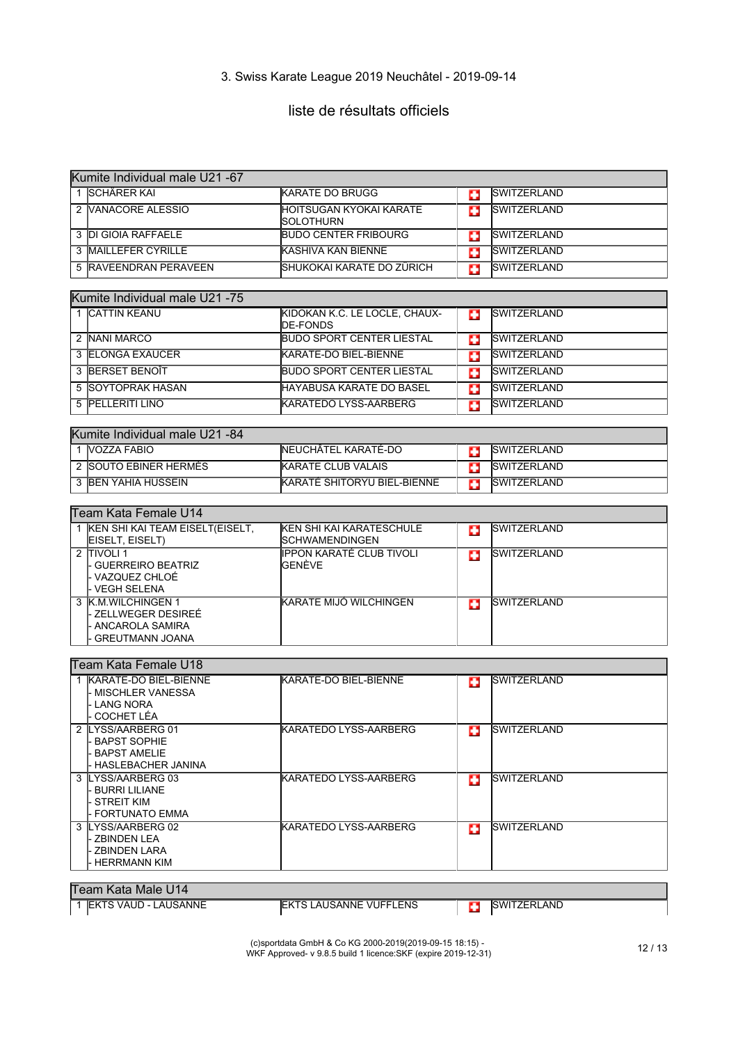3. Swiss Karate League 2019 Neuchâtel - 2019-09-14

## liste de résultats officiels

| Kumite Individual male U21 -67 | | | |
|---|---|---|---|
| 1 | SCHÄRER KAI | KARATE DO BRUGG | SWITZERLAND |
| 2 | VANACORE ALESSIO | HOITSUGAN KYOKAI KARATE SOLOTHURN | SWITZERLAND |
| 3 | DI GIOIA RAFFAELE | BUDO CENTER FRIBOURG | SWITZERLAND |
| 3 | MAILLEFER CYRILLE | KASHIVA KAN BIENNE | SWITZERLAND |
| 5 | RAVEENDRAN PERAVEEN | SHUKOKAI KARATE DO ZÜRICH | SWITZERLAND |

| Kumite Individual male U21 -75 | | | |
|---|---|---|---|
| 1 | CATTIN KEANU | KIDOKAN K.C. LE LOCLE, CHAUX-DE-FONDS | SWITZERLAND |
| 2 | NANI MARCO | BUDO SPORT CENTER LIESTAL | SWITZERLAND |
| 3 | ELONGA EXAUCER | KARATE-DO BIEL-BIENNE | SWITZERLAND |
| 3 | BERSET BENOÎT | BUDO SPORT CENTER LIESTAL | SWITZERLAND |
| 5 | SOYTOPRAK HASAN | HAYABUSA KARATE DO BASEL | SWITZERLAND |
| 5 | PELLERITI LINO | KARATEDO LYSS-AARBERG | SWITZERLAND |

| Kumite Individual male U21 -84 | | | |
|---|---|---|---|
| 1 | VOZZA FABIO | NEUCHÂTEL KARATÉ-DO | SWITZERLAND |
| 2 | SOUTO EBINER HERMÈS | KARATE CLUB VALAIS | SWITZERLAND |
| 3 | BEN YAHIA HUSSEIN | KARATÉ SHITORYU BIEL-BIENNE | SWITZERLAND |

| Team Kata Female U14 | | | |
|---|---|---|---|
| 1 | KEN SHI KAI TEAM EISELT(EISELT, EISELT, EISELT) | KEN SHI KAI KARATESCHULE SCHWAMENDINGEN | SWITZERLAND |
| 2 | TIVOLI 1<br>- GUERREIRO BEATRIZ<br>- VAZQUEZ CHLOÉ<br>- VEGH SELENA | IPPON KARATÉ CLUB TIVOLI GENÈVE | SWITZERLAND |
| 3 | K.M.WILCHINGEN 1<br>- ZELLWEGER DESIREÉ<br>- ANCAROLA SAMIRA<br>- GREUTMANN JOANA | KARATE MIJÓ WILCHINGEN | SWITZERLAND |

| Team Kata Female U18 | | | |
|---|---|---|---|
| 1 | KARATE-DO BIEL-BIENNE<br>- MISCHLER VANESSA<br>- LANG NORA<br>- COCHET LÉA | KARATE-DO BIEL-BIENNE | SWITZERLAND |
| 2 | LYSS/AARBERG 01<br>- BAPST SOPHIE<br>- BAPST AMELIE<br>- HASLEBACHER JANINA | KARATEDO LYSS-AARBERG | SWITZERLAND |
| 3 | LYSS/AARBERG 03<br>- BURRI LILIANE<br>- STREIT KIM<br>- FORTUNATO EMMA | KARATEDO LYSS-AARBERG | SWITZERLAND |
| 3 | LYSS/AARBERG 02<br>- ZBINDEN LEA<br>- ZBINDEN LARA<br>- HERRMANN KIM | KARATEDO LYSS-AARBERG | SWITZERLAND |

| Team Kata Male U14 | | | |
|---|---|---|---|
| 1 | EKTS VAUD - LAUSANNE | EKTS LAUSANNE VUFFLENS | SWITZERLAND |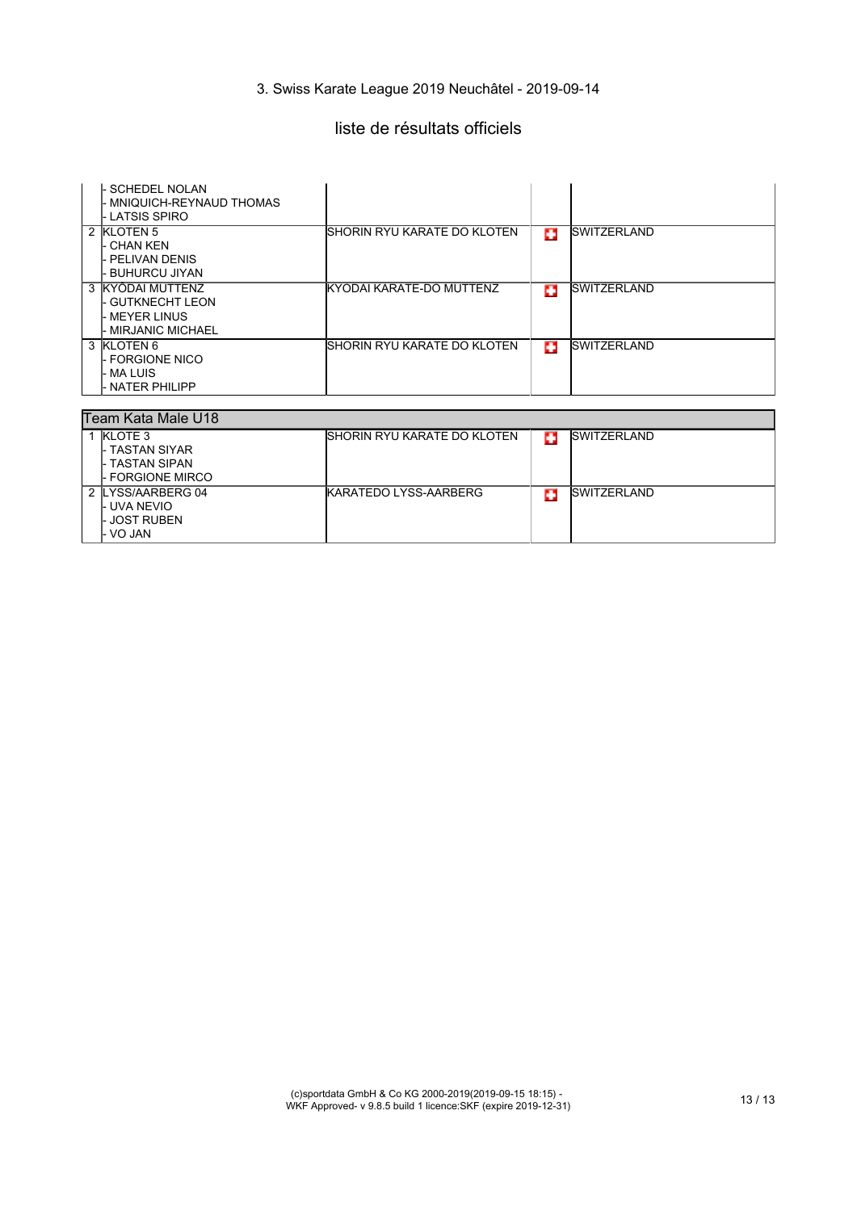3. Swiss Karate League 2019 Neuchâtel - 2019-09-14

## liste de résultats officiels

| | | | | |
|---|---|---|---|---|
| | - SCHEDEL NOLAN<br>- MNIQUICH-REYNAUD THOMAS<br>- LATSIS SPIRO | | | |
| 2 | KLOTEN 5<br>- CHAN KEN<br>- PELIVAN DENIS<br>- BUHURCU JIYAN | SHORIN RYU KARATE DO KLOTEN | | SWITZERLAND |
| 3 | KYODAI MUTTENZ<br>- GUTKNECHT LEON<br>- MEYER LINUS<br>- MIRJANIC MICHAEL | KYODAI KARATE-DO MUTTENZ | | SWITZERLAND |
| 3 | KLOTEN 6<br>- FORGIONE NICO<br>- MA LUIS<br>- NATER PHILIPP | SHORIN RYU KARATE DO KLOTEN | | SWITZERLAND |

| Team Kata Male U18 | | | | |
|---|---|---|---|---|
| 1 | KLOTE 3<br>- TASTAN SIYAR<br>- TASTAN SIPAN<br>- FORGIONE MIRCO | SHORIN RYU KARATE DO KLOTEN | | SWITZERLAND |
| 2 | LYSS/AARBERG 04<br>- UVA NEVIO<br>- JOST RUBEN<br>- VO JAN | KARATEDO LYSS-AARBERG | | SWITZERLAND |

(c)sportdata GmbH & Co KG 2000-2019(2019-09-15 18:15) - WKF Approved- v 9.8.5 build 1 licence:SKF (expire 2019-12-31)